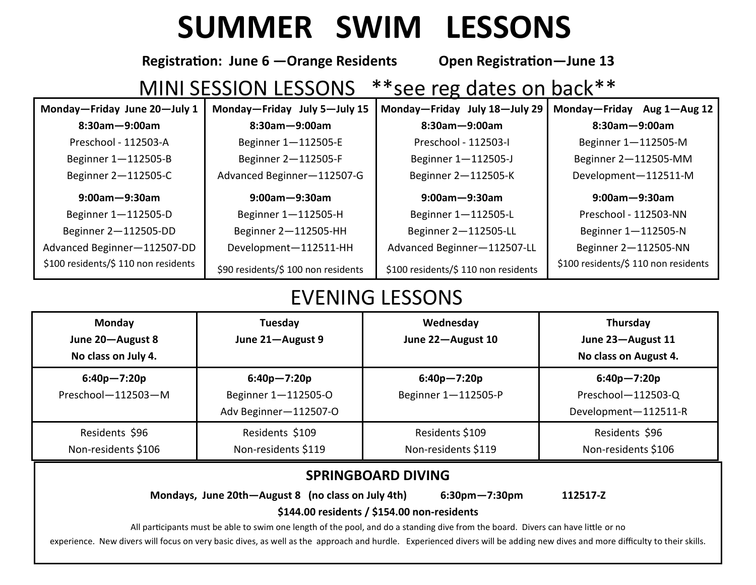# SUMMER SWIM LESSONS

**Registration: June 6 —Orange Residents** **Open Registration—June 13**

## MINI SESSION LESSONS **see reg dates on back**

| Monday—Friday June 20—July 1 | Monday—Friday July 5—July 15 | Monday—Friday July 18—July 29 | Monday—Friday Aug 1—Aug 12 |
|---|---|---|---|
| **8:30am—9:00am** | **8:30am—9:00am** | **8:30am—9:00am** | **8:30am—9:00am** |
| Preschool - 112503-A | Beginner 1—112505-E | Preschool - 112503-I | Beginner 1—112505-M |
| Beginner 1—112505-B | Beginner 2—112505-F | Beginner 1—112505-J | Beginner 2—112505-MM |
| Beginner 2—112505-C | Advanced Beginner—112507-G | Beginner 2—112505-K | Development—112511-M |
| **9:00am—9:30am** | **9:00am—9:30am** | **9:00am—9:30am** | **9:00am—9:30am** |
| Beginner 1—112505-D | Beginner 1—112505-H | Beginner 1—112505-L | Preschool - 112503-NN |
| Beginner 2—112505-DD | Beginner 2—112505-HH | Beginner 2—112505-LL | Beginner 1—112505-N |
| Advanced Beginner—112507-DD | Development—112511-HH | Advanced Beginner—112507-LL | Beginner 2—112505-NN |
| $100 residents/$ 110 non residents | $90 residents/$ 100 non residents | $100 residents/$ 110 non residents | $100 residents/$ 110 non residents |

## EVENING LESSONS

| Monday<br>June 20—August 8<br>No class on July 4. | Tuesday<br>June 21—August 9 | Wednesday<br>June 22—August 10 | Thursday<br>June 23—August 11<br>No class on August 4. |
|---|---|---|---|
| **6:40p—7:20p**<br>Preschool—112503—M | **6:40p—7:20p**<br>Beginner 1—112505-O<br>Adv Beginner—112507-O | **6:40p—7:20p**<br>Beginner 1—112505-P | **6:40p—7:20p**<br>Preschool—112503-Q<br>Development—112511-R |
| Residents $96<br>Non-residents $106 | Residents $109<br>Non-residents $119 | Residents $109<br>Non-residents $119 | Residents $96<br>Non-residents $106 |

### SPRINGBOARD DIVING

**Mondays, June 20th—August 8 (no class on July 4th)** **6:30pm—7:30pm** **112517-Z**

**$144.00 residents / $154.00 non-residents**

All participants must be able to swim one length of the pool, and do a standing dive from the board. Divers can have little or no experience. New divers will focus on very basic dives, as well as the approach and hurdle. Experienced divers will be adding new dives and more difficulty to their skills.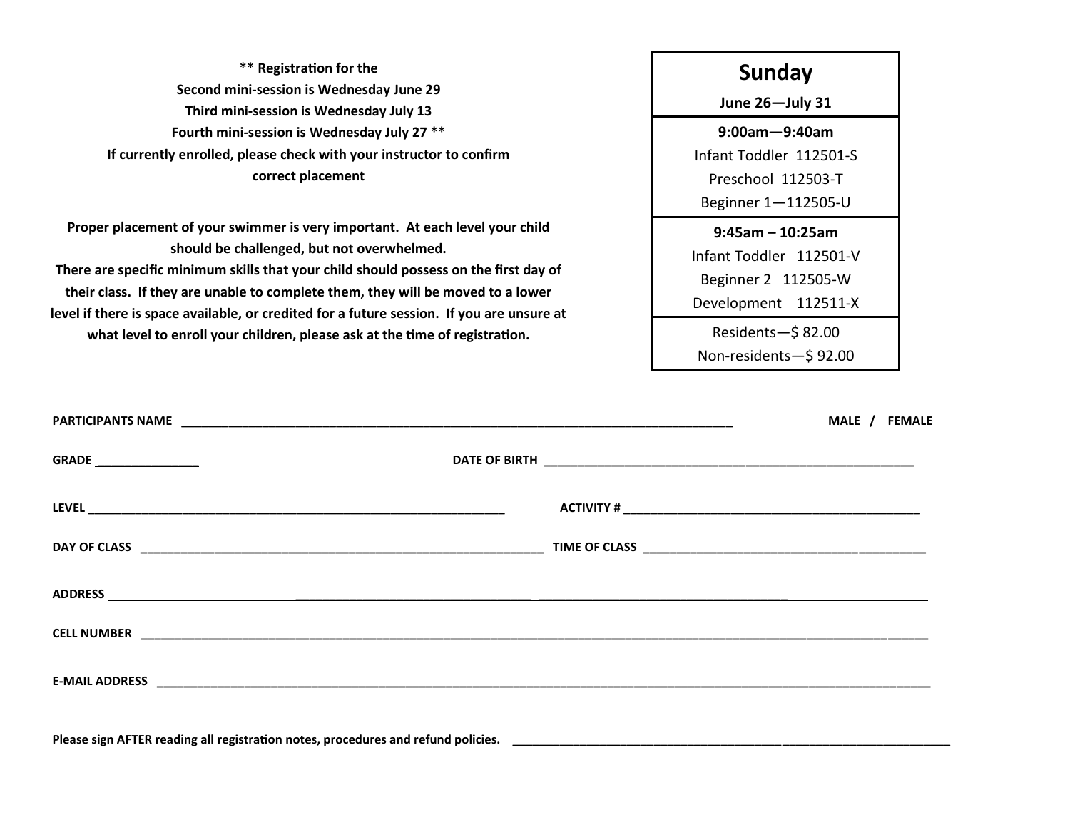**** Registration for the**
**Second mini-session is Wednesday June 29**
**Third mini-session is Wednesday July 13**
**Fourth mini-session is Wednesday July 27 ****
**If currently enrolled, please check with your instructor to confirm correct placement**

**Proper placement of your swimmer is very important. At each level your child should be challenged, but not overwhelmed.**
**There are specific minimum skills that your child should possess on the first day of their class. If they are unable to complete them, they will be moved to a lower level if there is space available, or credited for a future session. If you are unsure at what level to enroll your children, please ask at the time of registration.**

| **Sunday** |
| --- |
| **June 26—July 31** |
| **9:00am—9:40am**<br>Infant Toddler 112501-S<br>Preschool 112503-T<br>Beginner 1—112505-U |
| **9:45am – 10:25am**<br>Infant Toddler 112501-V<br>Beginner 2 112505-W<br>Development 112511-X |
| Residents—$ 82.00<br>Non-residents—$ 92.00 |

**PARTICIPANTS NAME** ____________________________________________ **MALE / FEMALE**

**GRADE** ______________ **DATE OF BIRTH** ____________________________________

**LEVEL** ________________________________________ **ACTIVITY #** ______________________________

**DAY OF CLASS** ____________________________________ **TIME OF CLASS** ______________________________

**ADDRESS** ______________________________________________________________________

**CELL NUMBER** ___________________________________________________________________

**E-MAIL ADDRESS** ________________________________________________________________

**Please sign AFTER reading all registration notes, procedures and refund policies.** ______________________________________